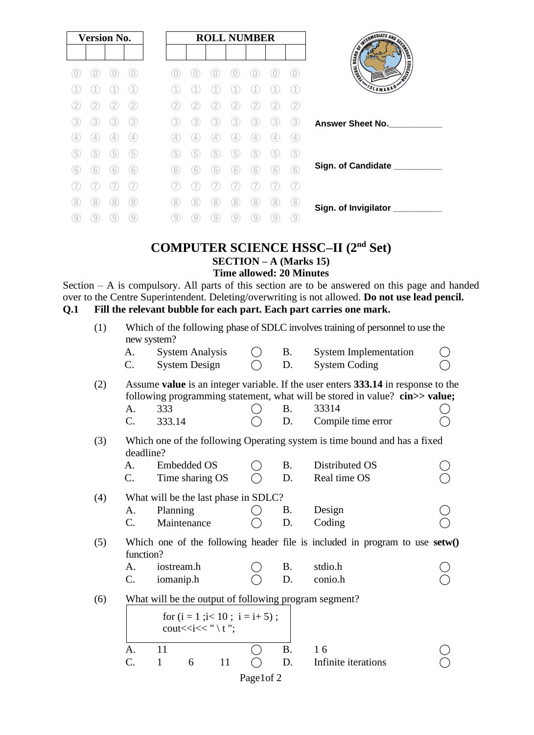| Version No. | | | |
|---|---|---|---|
| | | | |

| ROLL NUMBER | | | | | | |
|---|---|---|---|---|---|---|
| | | | | | | |

Answer Sheet No.____________

Sign. of Candidate ___________

Sign. of Invigilator ___________

# COMPUTER SCIENCE HSSC–II (2nd Set)

## SECTION – A (Marks 15)

### Time allowed: 20 Minutes

Section – A is compulsory. All parts of this section are to be answered on this page and handed over to the Centre Superintendent. Deleting/overwriting is not allowed. **Do not use lead pencil.**

**Q.1 Fill the relevant bubble for each part. Each part carries one mark.**

(1) Which of the following phase of SDLC involves training of personnel to use the new system?

- A. System Analysis ◯
- B. System Implementation ◯
- C. System Design ◯
- D. System Coding ◯

(2) Assume **value** is an integer variable. If the user enters **333.14** in response to the following programming statement, what will be stored in value? **cin>> value;**

- A. 333 ◯
- B. 33314 ◯
- C. 333.14 ◯
- D. Compile time error ◯

(3) Which one of the following Operating system is time bound and has a fixed deadline?

- A. Embedded OS ◯
- B. Distributed OS ◯
- C. Time sharing OS ◯
- D. Real time OS ◯

(4) What will be the last phase in SDLC?

- A. Planning ◯
- B. Design ◯
- C. Maintenance ◯
- D. Coding ◯

(5) Which one of the following header file is included in program to use **setw()** function?

- A. iostream.h ◯
- B. stdio.h ◯
- C. iomanip.h ◯
- D. conio.h ◯

(6) What will be the output of following program segment?

```
for (i = 1 ;i< 10 ;  i = i+ 5) ;
cout<<i<< " \ t ";
```

- A. 11 ◯
- B. 1 6 ◯
- C. 1 6 11 ◯
- D. Infinite iterations ◯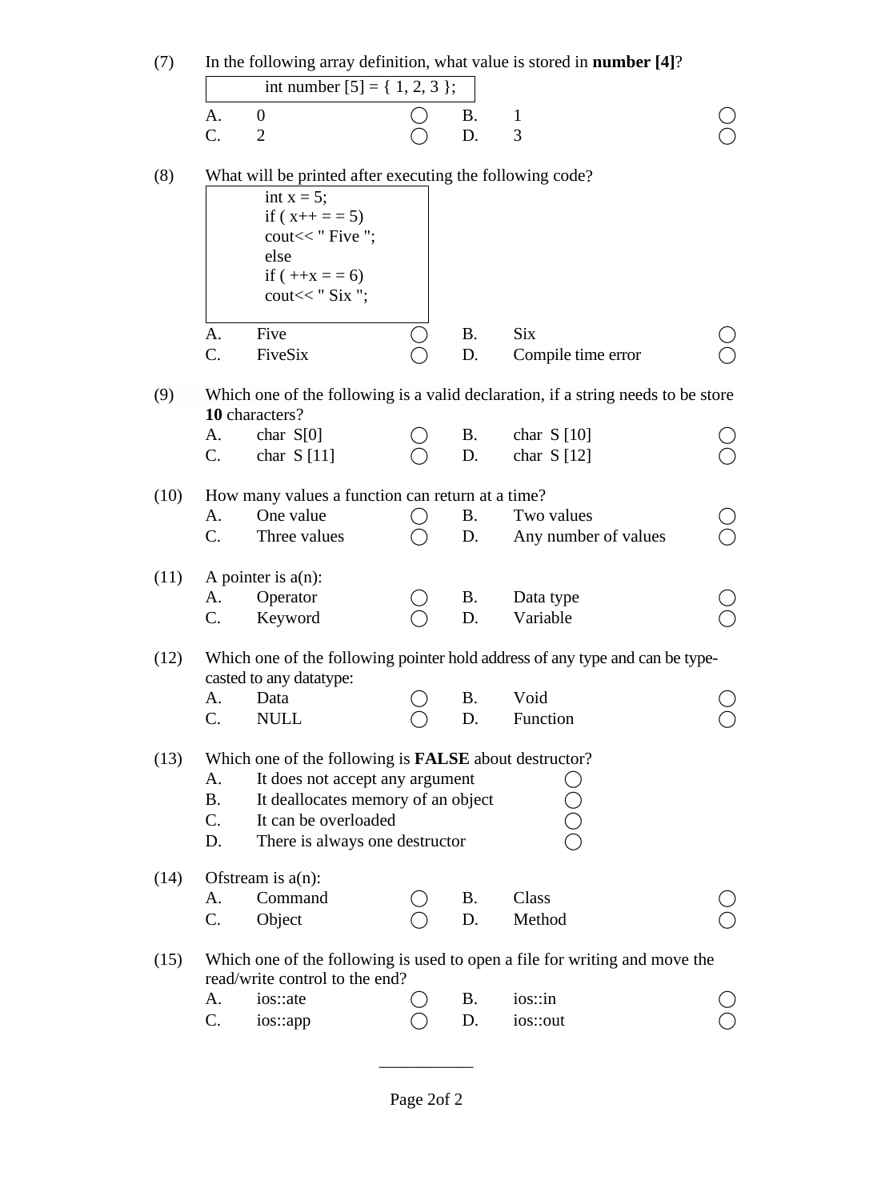(7) In the following array definition, what value is stored in **number [4]**?

```
int number [5] = { 1, 2, 3 };
```

A. 0 ◯ B. 1 ◯
C. 2 ◯ D. 3 ◯

(8) What will be printed after executing the following code?

```
int x = 5;
if ( x++ = = 5)
cout<< " Five ";
else
if ( ++x = = 6)
cout<< " Six ";
```

A. Five ◯ B. Six ◯
C. FiveSix ◯ D. Compile time error ◯

(9) Which one of the following is a valid declaration, if a string needs to be store **10** characters?

A. char S[0] ◯ B. char S [10] ◯
C. char S [11] ◯ D. char S [12] ◯

(10) How many values a function can return at a time?

A. One value ◯ B. Two values ◯
C. Three values ◯ D. Any number of values ◯

(11) A pointer is a(n):

A. Operator ◯ B. Data type ◯
C. Keyword ◯ D. Variable ◯

(12) Which one of the following pointer hold address of any type and can be type-casted to any datatype:

A. Data ◯ B. Void ◯
C. NULL ◯ D. Function ◯

(13) Which one of the following is **FALSE** about destructor?

A. It does not accept any argument ◯
B. It deallocates memory of an object ◯
C. It can be overloaded ◯
D. There is always one destructor ◯

(14) Ofstream is a(n):

A. Command ◯ B. Class ◯
C. Object ◯ D. Method ◯

(15) Which one of the following is used to open a file for writing and move the read/write control to the end?

A. ios::ate ◯ B. ios::in ◯
C. ios::app ◯ D. ios::out ◯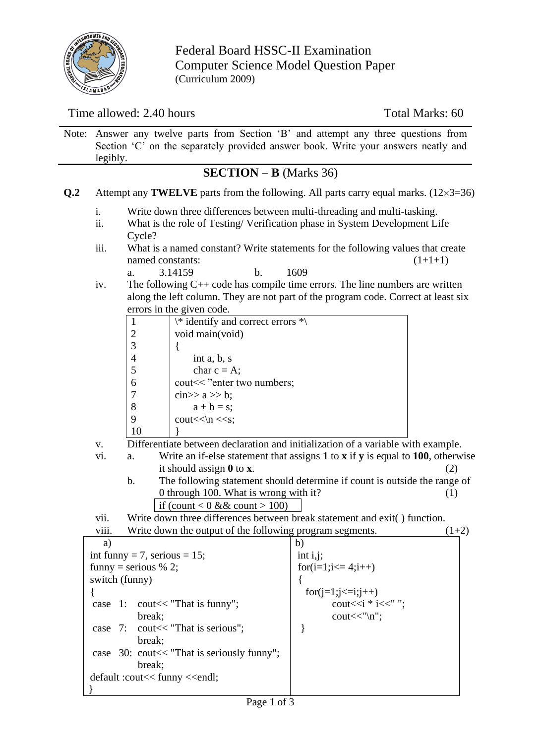# Federal Board HSSC-II Examination
# Computer Science Model Question Paper
(Curriculum 2009)

Time allowed: 2.40 hours | Total Marks: 60

Note: Answer any twelve parts from Section 'B' and attempt any three questions from Section 'C' on the separately provided answer book. Write your answers neatly and legibly.

## SECTION – B (Marks 36)

**Q.2** Attempt any **TWELVE** parts from the following. All parts carry equal marks. (12×3=36)

i. Write down three differences between multi-threading and multi-tasking.

ii. What is the role of Testing/ Verification phase in System Development Life Cycle?

iii. What is a named constant? Write statements for the following values that create named constants: (1+1+1)

a. 3.14159 b. 1609

iv. The following C++ code has compile time errors. The line numbers are written along the left column. They are not part of the program code. Correct at least six errors in the given code.

| | |
|---|---|
| 1 | \* identify and correct errors *\ |
| 2 | void main(void) |
| 3 | { |
| 4 | int a, b, s |
| 5 | char c = A; |
| 6 | cout<< "enter two numbers; |
| 7 | cin>> a >> b; |
| 8 | a + b = s; |
| 9 | cout<<\n <<s; |
| 10 | } |

v. Differentiate between declaration and initialization of a variable with example.

vi. a. Write an if-else statement that assigns **1** to **x** if **y** is equal to **100**, otherwise it should assign **0** to **x**. (2)

b. The following statement should determine if count is outside the range of 0 through 100. What is wrong with it? (1)

```
if (count < 0 && count > 100)
```

vii. Write down three differences between break statement and exit( ) function.

viii. Write down the output of the following program segments. (1+2)

a)

```
int funny = 7, serious = 15;
funny = serious % 2;
switch (funny)
{
 case  1:  cout<< "That is funny";
           break;
 case  7:  cout<< "That is serious";
           break;
 case  30: cout<< "That is seriously funny";
           break;
default :cout<< funny <<endl;
}
```

b)

```
int i,j;
for(i=1;i<= 4;i++)
{
   for(j=1;j<=i;j++)
        cout<<i * i<<" ";
        cout<<"\n";
 }
```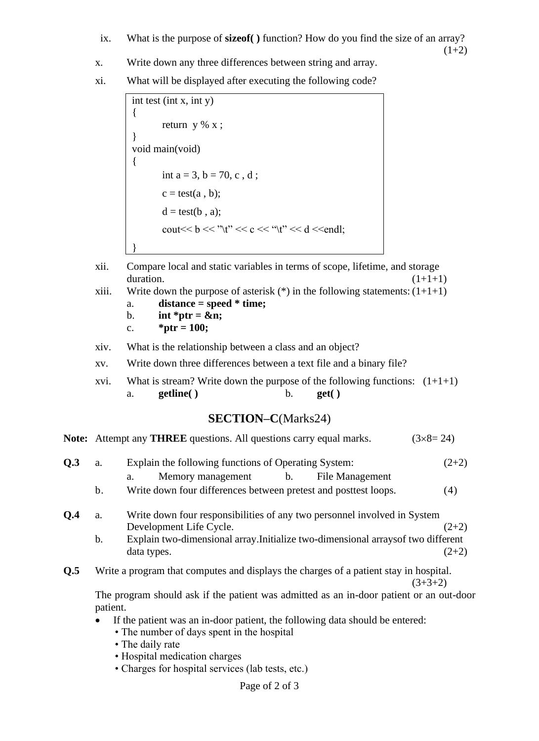ix. What is the purpose of **sizeof( )** function? How do you find the size of an array? (1+2)

x. Write down any three differences between string and array.

xi. What will be displayed after executing the following code?

```
int test (int x, int y)
{
        return  y % x ;
}
void main(void)
{
        int a = 3, b = 70, c , d ;
        c = test(a , b);
        d = test(b , a);
        cout<< b << "\t" << c << "\t" << d <<endl;
}
```

xii. Compare local and static variables in terms of scope, lifetime, and storage duration. (1+1+1)

xiii. Write down the purpose of asterisk (*) in the following statements: (1+1+1)

a. **distance = speed * time;**
b. **int *ptr = &n;**
c. ***ptr = 100;**

xiv. What is the relationship between a class and an object?

xv. Write down three differences between a text file and a binary file?

xvi. What is stream? Write down the purpose of the following functions: (1+1+1)

a. **getline( )** b. **get( )**

## SECTION–C(Marks24)

**Note:** Attempt any **THREE** questions. All questions carry equal marks. (3×8= 24)

**Q.3** a. Explain the following functions of Operating System: (2+2)

a. Memory management b. File Management

b. Write down four differences between pretest and posttest loops. (4)

**Q.4** a. Write down four responsibilities of any two personnel involved in System Development Life Cycle. (2+2)

b. Explain two-dimensional array.Initialize two-dimensional arraysof two different data types. (2+2)

**Q.5** Write a program that computes and displays the charges of a patient stay in hospital. (3+3+2)

The program should ask if the patient was admitted as an in-door patient or an out-door patient.

- If the patient was an in-door patient, the following data should be entered:
  - The number of days spent in the hospital
  - The daily rate
  - Hospital medication charges
  - Charges for hospital services (lab tests, etc.)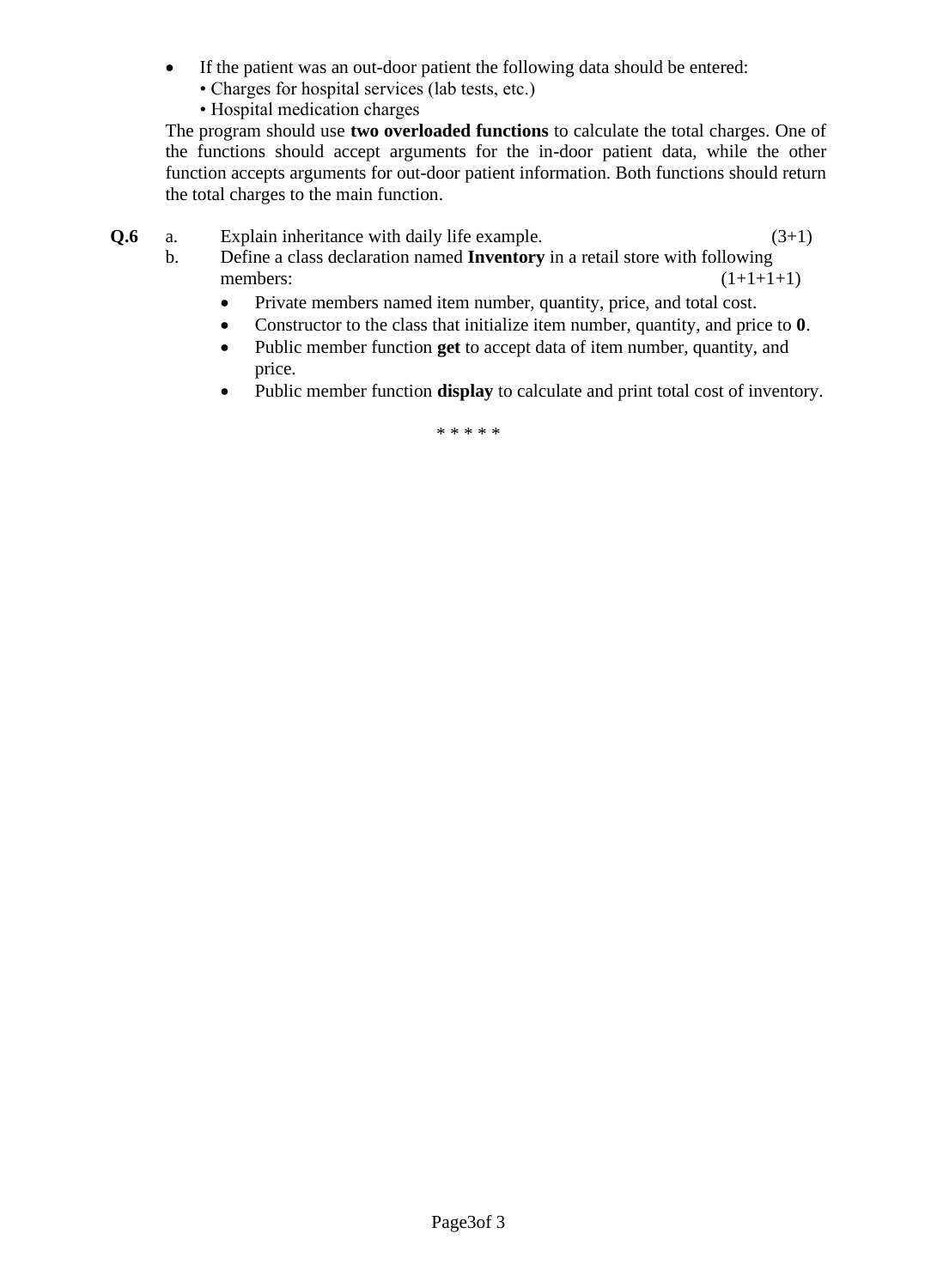- If the patient was an out-door patient the following data should be entered:
  - Charges for hospital services (lab tests, etc.)
  - Hospital medication charges

The program should use **two overloaded functions** to calculate the total charges. One of the functions should accept arguments for the in-door patient data, while the other function accepts arguments for out-door patient information. Both functions should return the total charges to the main function.

**Q.6**

a. Explain inheritance with daily life example. (3+1)

b. Define a class declaration named **Inventory** in a retail store with following members: (1+1+1+1)

- Private members named item number, quantity, price, and total cost.
- Constructor to the class that initialize item number, quantity, and price to **0**.
- Public member function **get** to accept data of item number, quantity, and price.
- Public member function **display** to calculate and print total cost of inventory.

* * * * *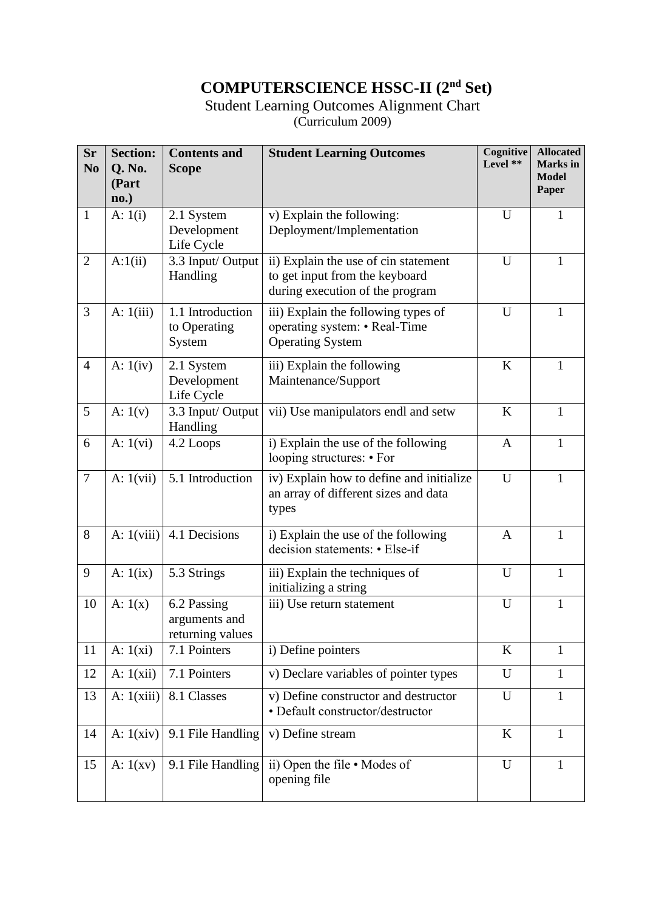# COMPUTERSCIENCE HSSC-II (2nd Set)

## Student Learning Outcomes Alignment Chart

(Curriculum 2009)

| Sr No | Section: Q. No. (Part no.) | Contents and Scope | Student Learning Outcomes | Cognitive Level ** | Allocated Marks in Model Paper |
|---|---|---|---|---|---|
| 1 | A: 1(i) | 2.1 System Development Life Cycle | v) Explain the following: Deployment/Implementation | U | 1 |
| 2 | A:1(ii) | 3.3 Input/ Output Handling | ii) Explain the use of cin statement to get input from the keyboard during execution of the program | U | 1 |
| 3 | A: 1(iii) | 1.1 Introduction to Operating System | iii) Explain the following types of operating system: • Real-Time Operating System | U | 1 |
| 4 | A: 1(iv) | 2.1 System Development Life Cycle | iii) Explain the following Maintenance/Support | K | 1 |
| 5 | A: 1(v) | 3.3 Input/ Output Handling | vii) Use manipulators endl and setw | K | 1 |
| 6 | A: 1(vi) | 4.2 Loops | i) Explain the use of the following looping structures: • For | A | 1 |
| 7 | A: 1(vii) | 5.1 Introduction | iv) Explain how to define and initialize an array of different sizes and data types | U | 1 |
| 8 | A: 1(viii) | 4.1 Decisions | i) Explain the use of the following decision statements: • Else-if | A | 1 |
| 9 | A: 1(ix) | 5.3 Strings | iii) Explain the techniques of initializing a string | U | 1 |
| 10 | A: 1(x) | 6.2 Passing arguments and returning values | iii) Use return statement | U | 1 |
| 11 | A: 1(xi) | 7.1 Pointers | i) Define pointers | K | 1 |
| 12 | A: 1(xii) | 7.1 Pointers | v) Declare variables of pointer types | U | 1 |
| 13 | A: 1(xiii) | 8.1 Classes | v) Define constructor and destructor • Default constructor/destructor | U | 1 |
| 14 | A: 1(xiv) | 9.1 File Handling | v) Define stream | K | 1 |
| 15 | A: 1(xv) | 9.1 File Handling | ii) Open the file • Modes of opening file | U | 1 |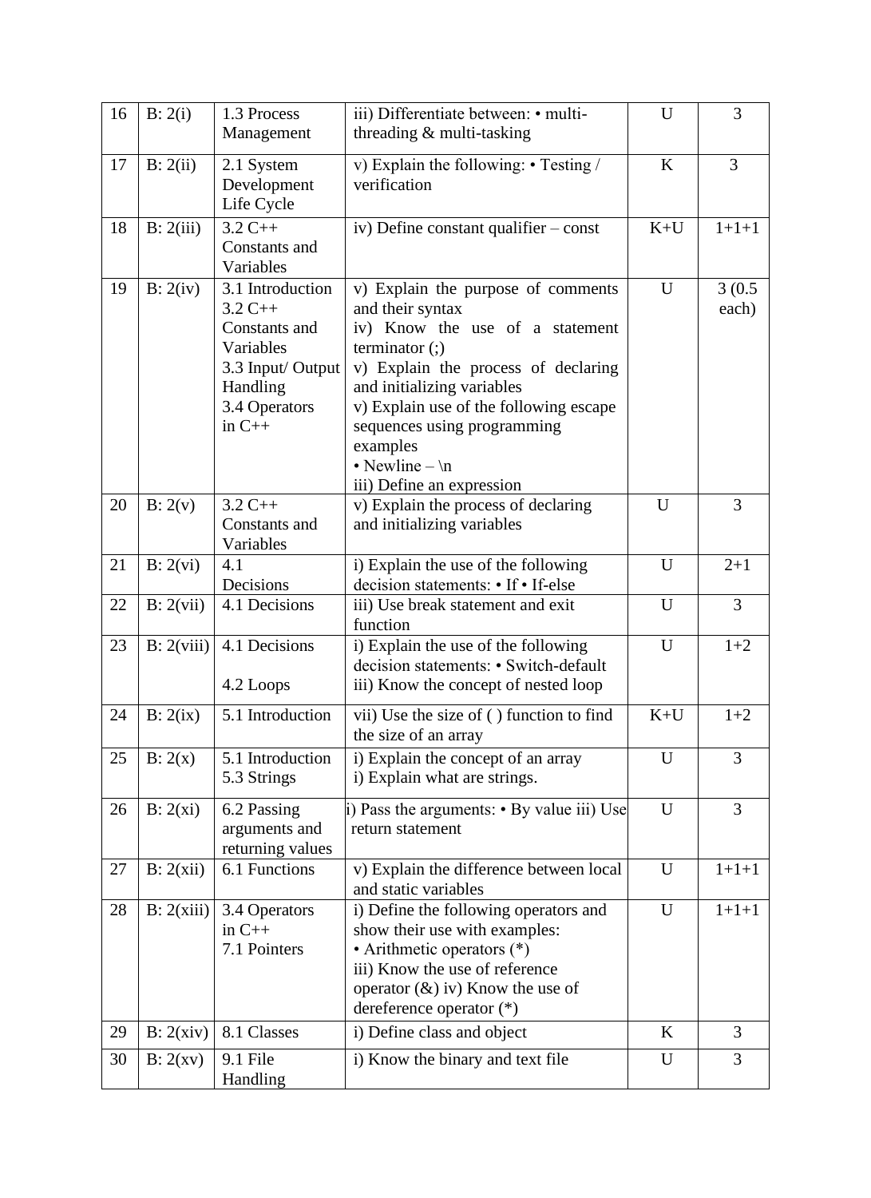| 16 | B: 2(i) | 1.3 Process Management | iii) Differentiate between: • multi-threading & multi-tasking | U | 3 |
|---|---|---|---|---|---|
| 17 | B: 2(ii) | 2.1 System Development Life Cycle | v) Explain the following: • Testing / verification | K | 3 |
| 18 | B: 2(iii) | 3.2 C++ Constants and Variables | iv) Define constant qualifier – const | K+U | 1+1+1 |
| 19 | B: 2(iv) | 3.1 Introduction<br>3.2 C++ Constants and Variables<br>3.3 Input/ Output Handling<br>3.4 Operators in C++ | v) Explain the purpose of comments and their syntax<br>iv) Know the use of a statement terminator (;)<br>v) Explain the process of declaring and initializing variables<br>v) Explain use of the following escape sequences using programming examples<br>• Newline – \n<br>iii) Define an expression | U | 3 (0.5 each) |
| 20 | B: 2(v) | 3.2 C++ Constants and Variables | v) Explain the process of declaring and initializing variables | U | 3 |
| 21 | B: 2(vi) | 4.1 Decisions | i) Explain the use of the following decision statements: • If • If-else | U | 2+1 |
| 22 | B: 2(vii) | 4.1 Decisions | iii) Use break statement and exit function | U | 3 |
| 23 | B: 2(viii) | 4.1 Decisions<br>4.2 Loops | i) Explain the use of the following decision statements: • Switch-default<br>iii) Know the concept of nested loop | U | 1+2 |
| 24 | B: 2(ix) | 5.1 Introduction | vii) Use the size of ( ) function to find the size of an array | K+U | 1+2 |
| 25 | B: 2(x) | 5.1 Introduction<br>5.3 Strings | i) Explain the concept of an array<br>i) Explain what are strings. | U | 3 |
| 26 | B: 2(xi) | 6.2 Passing arguments and returning values | i) Pass the arguments: • By value iii) Use return statement | U | 3 |
| 27 | B: 2(xii) | 6.1 Functions | v) Explain the difference between local and static variables | U | 1+1+1 |
| 28 | B: 2(xiii) | 3.4 Operators in C++<br>7.1 Pointers | i) Define the following operators and show their use with examples:<br>• Arithmetic operators (*)<br>iii) Know the use of reference operator (&) iv) Know the use of dereference operator (*) | U | 1+1+1 |
| 29 | B: 2(xiv) | 8.1 Classes | i) Define class and object | K | 3 |
| 30 | B: 2(xv) | 9.1 File Handling | i) Know the binary and text file | U | 3 |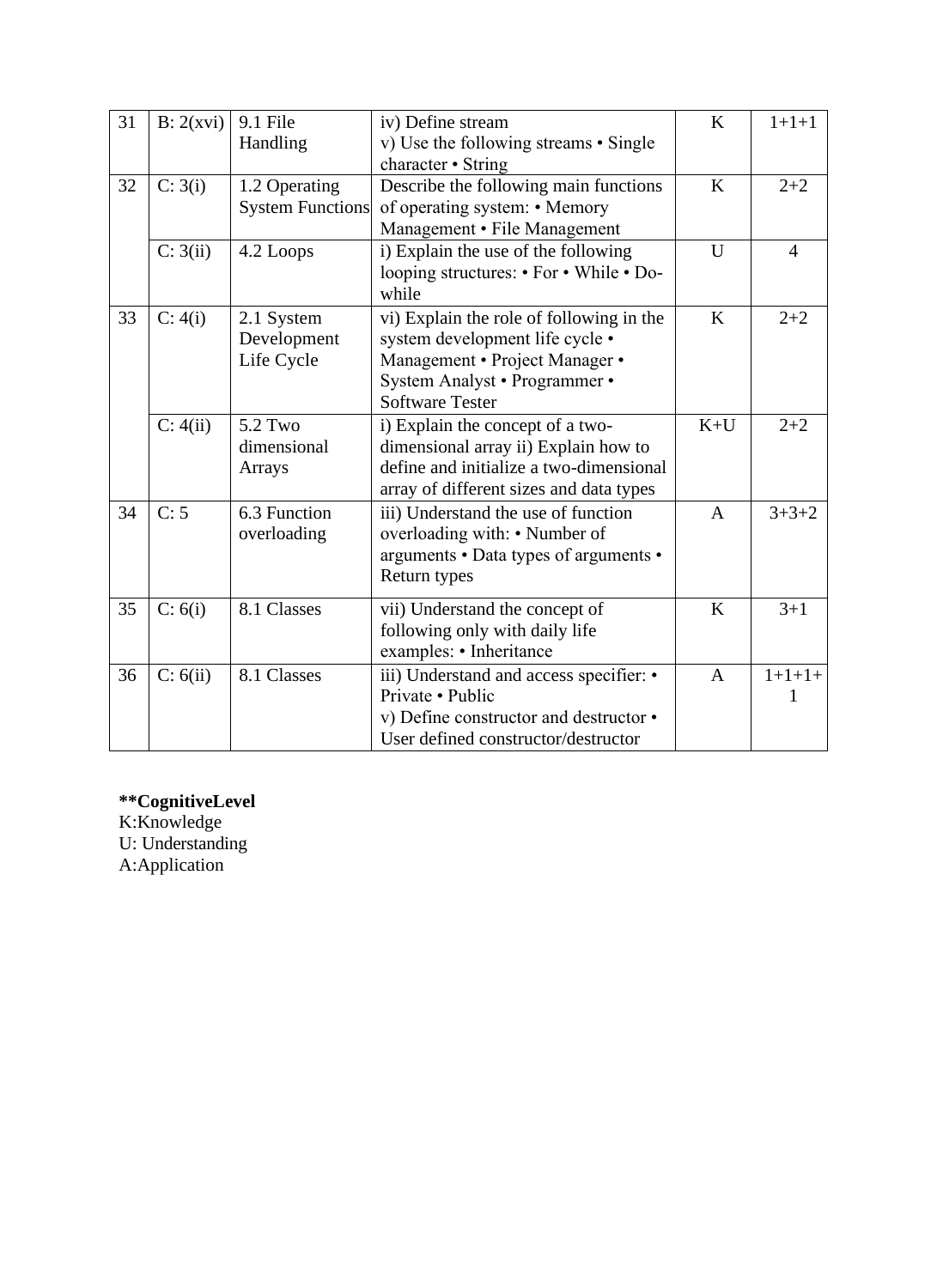| 31 | B: 2(xvi) | 9.1 File Handling | iv) Define stream<br>v) Use the following streams • Single character • String | K | 1+1+1 |
|---|---|---|---|---|---|
| 32 | C: 3(i) | 1.2 Operating System Functions | Describe the following main functions of operating system: • Memory Management • File Management | K | 2+2 |
| | C: 3(ii) | 4.2 Loops | i) Explain the use of the following looping structures: • For • While • Do-while | U | 4 |
| 33 | C: 4(i) | 2.1 System Development Life Cycle | vi) Explain the role of following in the system development life cycle • Management • Project Manager • System Analyst • Programmer • Software Tester | K | 2+2 |
| | C: 4(ii) | 5.2 Two dimensional Arrays | i) Explain the concept of a two-dimensional array ii) Explain how to define and initialize a two-dimensional array of different sizes and data types | K+U | 2+2 |
| 34 | C: 5 | 6.3 Function overloading | iii) Understand the use of function overloading with: • Number of arguments • Data types of arguments • Return types | A | 3+3+2 |
| 35 | C: 6(i) | 8.1 Classes | vii) Understand the concept of following only with daily life examples: • Inheritance | K | 3+1 |
| 36 | C: 6(ii) | 8.1 Classes | iii) Understand and access specifier: • Private • Public<br>v) Define constructor and destructor • User defined constructor/destructor | A | 1+1+1+1 |

****CognitiveLevel**
K:Knowledge
U: Understanding
A:Application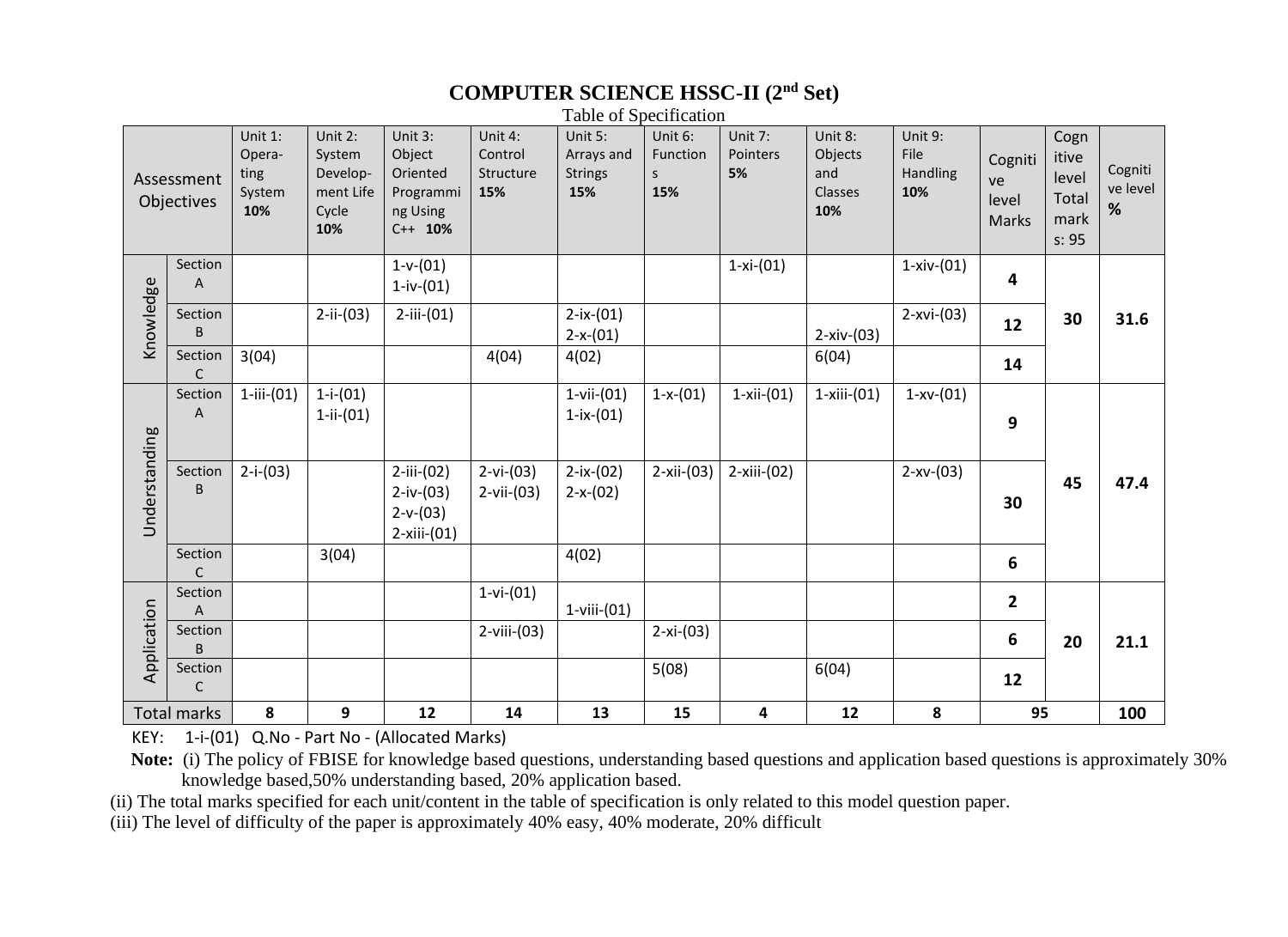# COMPUTER SCIENCE HSSC-II (2nd Set)

Table of Specification

| Assessment Objectives | | Unit 1: Operating System 10% | Unit 2: System Development Life Cycle 10% | Unit 3: Object Oriented Programming Using C++ 10% | Unit 4: Control Structure 15% | Unit 5: Arrays and Strings 15% | Unit 6: Functions 15% | Unit 7: Pointers 5% | Unit 8: Objects and Classes 10% | Unit 9: File Handling 10% | Cognitive level Marks | Cognitive level Total marks: 95 | Cognitive level % |
|---|---|---|---|---|---|---|---|---|---|---|---|---|---|
| Knowledge | Section A | | | 1-v-(01)<br>1-iv-(01) | | | | 1-xi-(01) | | 1-xiv-(01) | 4 | 30 | 31.6 |
| | Section B | | 2-ii-(03) | 2-iii-(01) | | 2-ix-(01)<br>2-x-(01) | | | 2-xiv-(03) | 2-xvi-(03) | 12 | | |
| | Section C | 3(04) | | | 4(04) | 4(02) | | | 6(04) | | 14 | | |
| Understanding | Section A | 1-iii-(01) | 1-i-(01)<br>1-ii-(01) | | | 1-vii-(01)<br>1-ix-(01) | 1-x-(01) | 1-xii-(01) | 1-xiii-(01) | 1-xv-(01) | 9 | 45 | 47.4 |
| | Section B | 2-i-(03) | | 2-iii-(02)<br>2-iv-(03)<br>2-v-(03)<br>2-xiii-(01) | 2-vi-(03)<br>2-vii-(03) | 2-ix-(02)<br>2-x-(02) | 2-xii-(03) | 2-xiii-(02) | | 2-xv-(03) | 30 | | |
| | Section C | | 3(04) | | | 4(02) | | | | | 6 | | |
| Application | Section A | | | | 1-vi-(01) | 1-viii-(01) | | | | | 2 | 20 | 21.1 |
| | Section B | | | | 2-viii-(03) | | 2-xi-(03) | | | | 6 | | |
| | Section C | | | | | | 5(08) | | 6(04) | | 12 | | |
| Total marks | | 8 | 9 | 12 | 14 | 13 | 15 | 4 | 12 | 8 | 95 | | 100 |

KEY: 1-i-(01) Q.No - Part No - (Allocated Marks)

**Note:** (i) The policy of FBISE for knowledge based questions, understanding based questions and application based questions is approximately 30% knowledge based,50% understanding based, 20% application based.

(ii) The total marks specified for each unit/content in the table of specification is only related to this model question paper.

(iii) The level of difficulty of the paper is approximately 40% easy, 40% moderate, 20% difficult